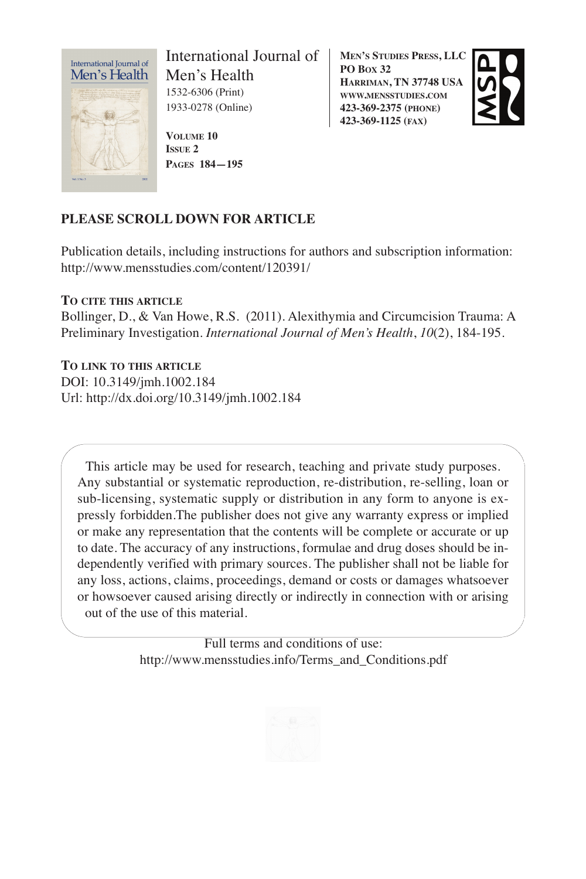International Journal of Men's Health

1532-6306 (Print)
1933-0278 (Online)

**Volume 10**
**Issue 2**
**Pages 184—195**

**Men's Studies Press, LLC**
**PO Box 32**
**Harriman, TN 37748 USA**
**www.mensstudies.com**
**423-369-2375 (phone)**
**423-369-1125 (fax)**

**PLEASE SCROLL DOWN FOR ARTICLE**

Publication details, including instructions for authors and subscription information:
http://www.mensstudies.com/content/120391/

**To cite this article**

Bollinger, D., & Van Howe, R.S. (2011). Alexithymia and Circumcision Trauma: A Preliminary Investigation. *International Journal of Men's Health*, *10*(2), 184-195.

**To link to this article**

DOI: 10.3149/jmh.1002.184
Url: http://dx.doi.org/10.3149/jmh.1002.184

This article may be used for research, teaching and private study purposes. Any substantial or systematic reproduction, re-distribution, re-selling, loan or sub-licensing, systematic supply or distribution in any form to anyone is expressly forbidden. The publisher does not give any warranty express or implied or make any representation that the contents will be complete or accurate or up to date. The accuracy of any instructions, formulae and drug doses should be independently verified with primary sources. The publisher shall not be liable for any loss, actions, claims, proceedings, demand or costs or damages whatsoever or howsoever caused arising directly or indirectly in connection with or arising out of the use of this material.

Full terms and conditions of use:
http://www.mensstudies.info/Terms_and_Conditions.pdf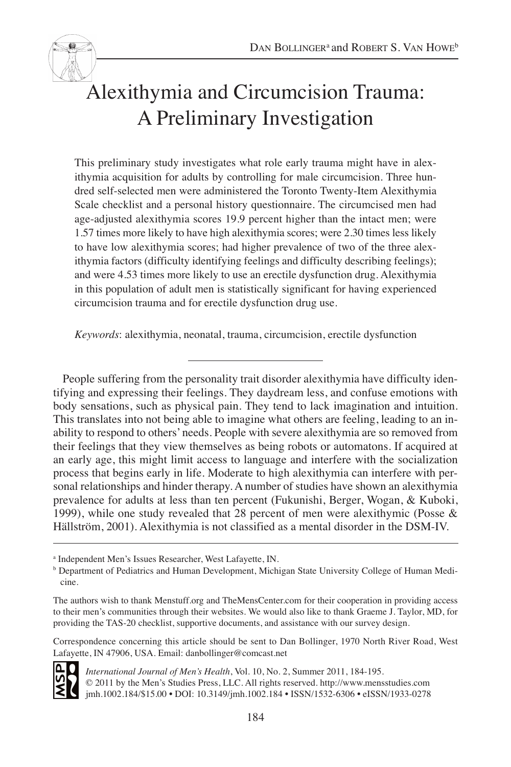# Alexithymia and Circumcision Trauma: A Preliminary Investigation

Dan Bollinger[a] and Robert S. Van Howe[b]

This preliminary study investigates what role early trauma might have in alexithymia acquisition for adults by controlling for male circumcision. Three hundred self-selected men were administered the Toronto Twenty-Item Alexithymia Scale checklist and a personal history questionnaire. The circumcised men had age-adjusted alexithymia scores 19.9 percent higher than the intact men; were 1.57 times more likely to have high alexithymia scores; were 2.30 times less likely to have low alexithymia scores; had higher prevalence of two of the three alexithymia factors (difficulty identifying feelings and difficulty describing feelings); and were 4.53 times more likely to use an erectile dysfunction drug. Alexithymia in this population of adult men is statistically significant for having experienced circumcision trauma and for erectile dysfunction drug use.

*Keywords*: alexithymia, neonatal, trauma, circumcision, erectile dysfunction

---

People suffering from the personality trait disorder alexithymia have difficulty identifying and expressing their feelings. They daydream less, and confuse emotions with body sensations, such as physical pain. They tend to lack imagination and intuition. This translates into not being able to imagine what others are feeling, leading to an inability to respond to others' needs. People with severe alexithymia are so removed from their feelings that they view themselves as being robots or automatons. If acquired at an early age, this might limit access to language and interfere with the socialization process that begins early in life. Moderate to high alexithymia can interfere with personal relationships and hinder therapy. A number of studies have shown an alexithymia prevalence for adults at less than ten percent (Fukunishi, Berger, Wogan, & Kuboki, 1999), while one study revealed that 28 percent of men were alexithymic (Posse & Hällström, 2001). Alexithymia is not classified as a mental disorder in the DSM-IV.

---

[a] Independent Men's Issues Researcher, West Lafayette, IN.

[b] Department of Pediatrics and Human Development, Michigan State University College of Human Medicine.

The authors wish to thank Menstuff.org and TheMensCenter.com for their cooperation in providing access to their men's communities through their websites. We would also like to thank Graeme J. Taylor, MD, for providing the TAS-20 checklist, supportive documents, and assistance with our survey design.

Correspondence concerning this article should be sent to Dan Bollinger, 1970 North River Road, West Lafayette, IN 47906, USA. Email: danbollinger@comcast.net

*International Journal of Men's Health*, Vol. 10, No. 2, Summer 2011, 184-195.
© 2011 by the Men's Studies Press, LLC. All rights reserved. http://www.mensstudies.com
jmh.1002.184/$15.00 • DOI: 10.3149/jmh.1002.184 • ISSN/1532-6306 • eISSN/1933-0278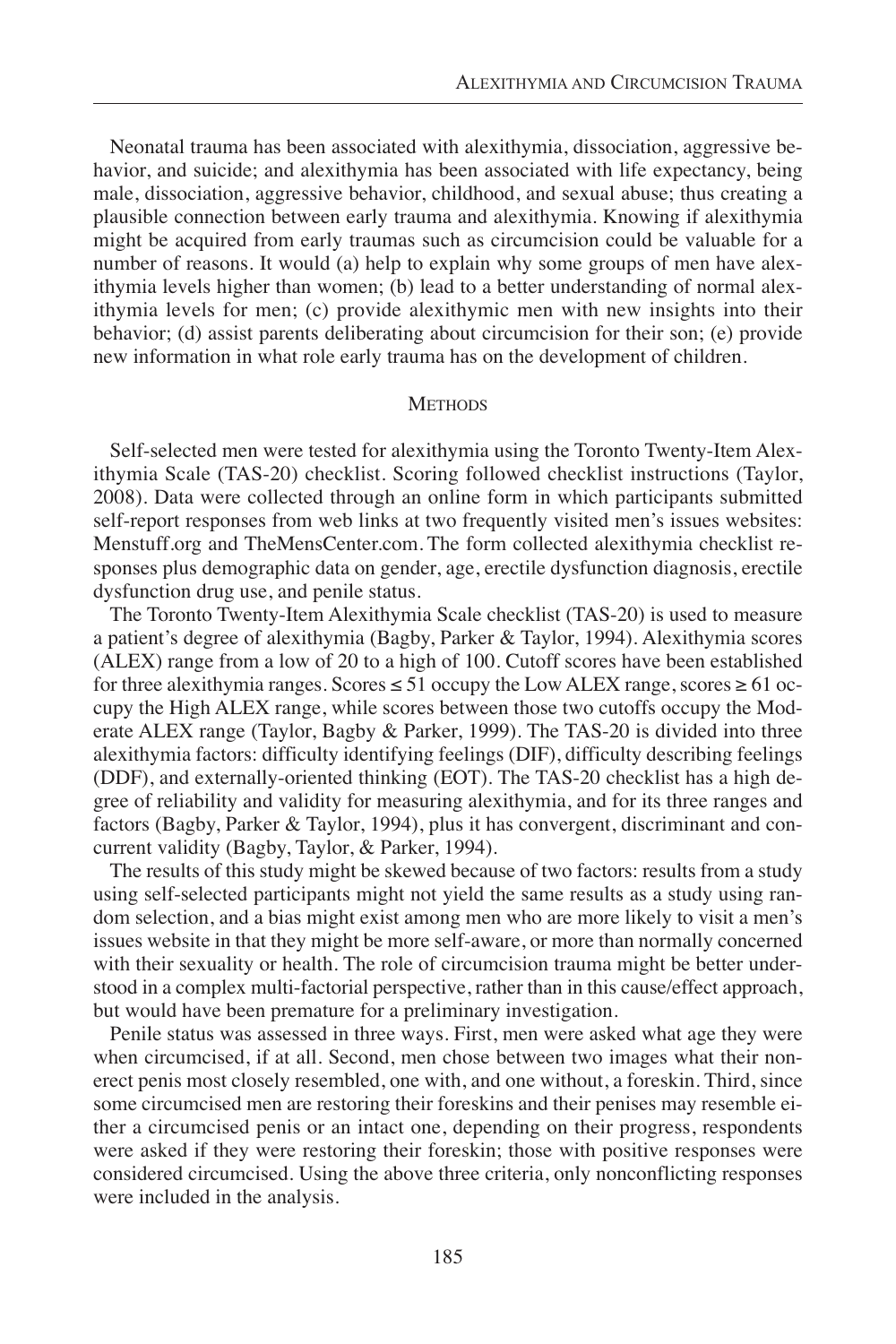Neonatal trauma has been associated with alexithymia, dissociation, aggressive behavior, and suicide; and alexithymia has been associated with life expectancy, being male, dissociation, aggressive behavior, childhood, and sexual abuse; thus creating a plausible connection between early trauma and alexithymia. Knowing if alexithymia might be acquired from early traumas such as circumcision could be valuable for a number of reasons. It would (a) help to explain why some groups of men have alexithymia levels higher than women; (b) lead to a better understanding of normal alexithymia levels for men; (c) provide alexithymic men with new insights into their behavior; (d) assist parents deliberating about circumcision for their son; (e) provide new information in what role early trauma has on the development of children.

## METHODS

Self-selected men were tested for alexithymia using the Toronto Twenty-Item Alexithymia Scale (TAS-20) checklist. Scoring followed checklist instructions (Taylor, 2008). Data were collected through an online form in which participants submitted self-report responses from web links at two frequently visited men's issues websites: Menstuff.org and TheMensCenter.com. The form collected alexithymia checklist responses plus demographic data on gender, age, erectile dysfunction diagnosis, erectile dysfunction drug use, and penile status.

The Toronto Twenty-Item Alexithymia Scale checklist (TAS-20) is used to measure a patient's degree of alexithymia (Bagby, Parker & Taylor, 1994). Alexithymia scores (ALEX) range from a low of 20 to a high of 100. Cutoff scores have been established for three alexithymia ranges. Scores ≤ 51 occupy the Low ALEX range, scores ≥ 61 occupy the High ALEX range, while scores between those two cutoffs occupy the Moderate ALEX range (Taylor, Bagby & Parker, 1999). The TAS-20 is divided into three alexithymia factors: difficulty identifying feelings (DIF), difficulty describing feelings (DDF), and externally-oriented thinking (EOT). The TAS-20 checklist has a high degree of reliability and validity for measuring alexithymia, and for its three ranges and factors (Bagby, Parker & Taylor, 1994), plus it has convergent, discriminant and concurrent validity (Bagby, Taylor, & Parker, 1994).

The results of this study might be skewed because of two factors: results from a study using self-selected participants might not yield the same results as a study using random selection, and a bias might exist among men who are more likely to visit a men's issues website in that they might be more self-aware, or more than normally concerned with their sexuality or health. The role of circumcision trauma might be better understood in a complex multi-factorial perspective, rather than in this cause/effect approach, but would have been premature for a preliminary investigation.

Penile status was assessed in three ways. First, men were asked what age they were when circumcised, if at all. Second, men chose between two images what their nonerect penis most closely resembled, one with, and one without, a foreskin. Third, since some circumcised men are restoring their foreskins and their penises may resemble either a circumcised penis or an intact one, depending on their progress, respondents were asked if they were restoring their foreskin; those with positive responses were considered circumcised. Using the above three criteria, only nonconflicting responses were included in the analysis.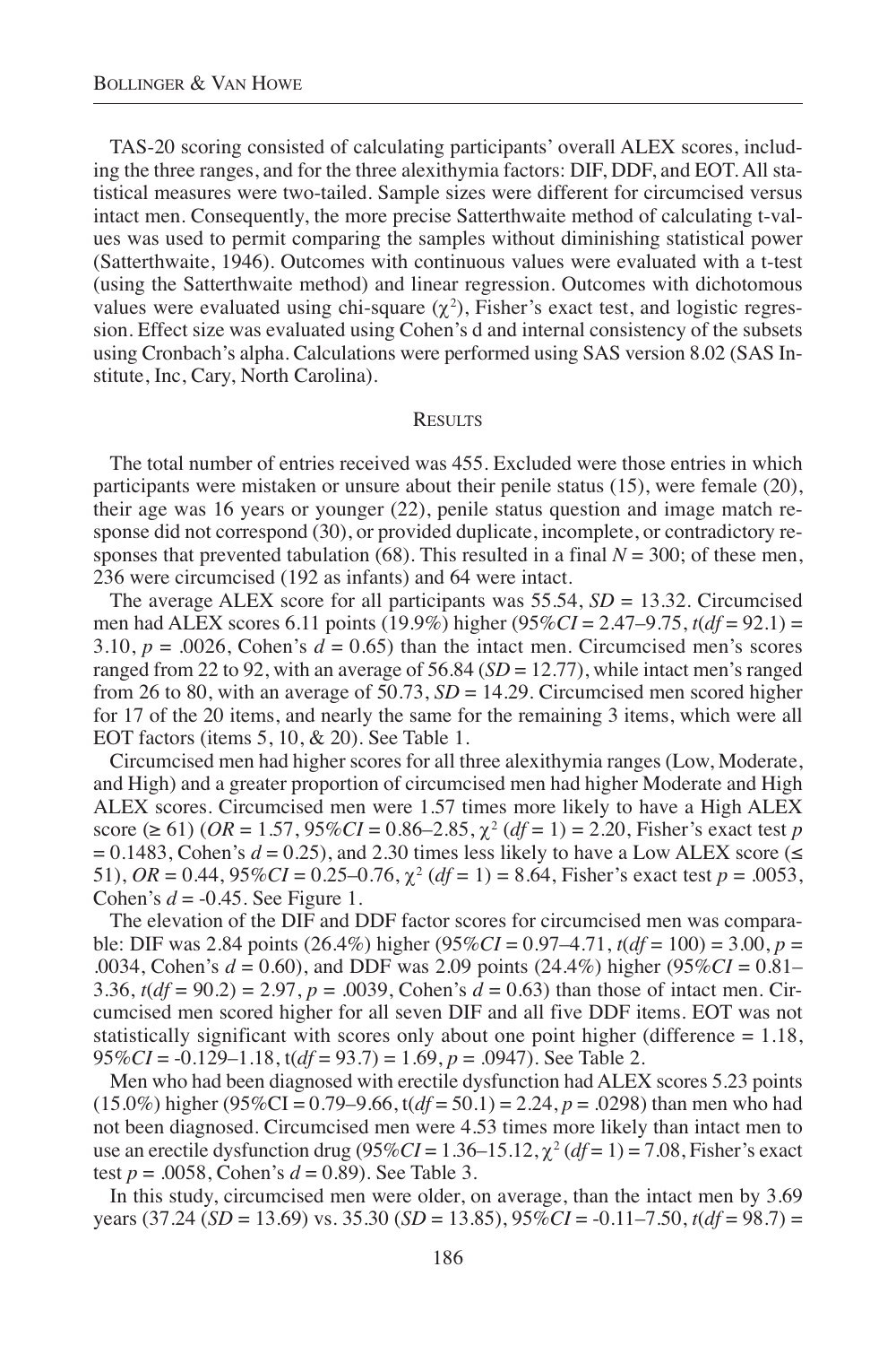TAS-20 scoring consisted of calculating participants' overall ALEX scores, including the three ranges, and for the three alexithymia factors: DIF, DDF, and EOT. All statistical measures were two-tailed. Sample sizes were different for circumcised versus intact men. Consequently, the more precise Satterthwaite method of calculating t-values was used to permit comparing the samples without diminishing statistical power (Satterthwaite, 1946). Outcomes with continuous values were evaluated with a t-test (using the Satterthwaite method) and linear regression. Outcomes with dichotomous values were evaluated using chi-square ($\chi^2$), Fisher's exact test, and logistic regression. Effect size was evaluated using Cohen's d and internal consistency of the subsets using Cronbach's alpha. Calculations were performed using SAS version 8.02 (SAS Institute, Inc, Cary, North Carolina).

## Results

The total number of entries received was 455. Excluded were those entries in which participants were mistaken or unsure about their penile status (15), were female (20), their age was 16 years or younger (22), penile status question and image match response did not correspond (30), or provided duplicate, incomplete, or contradictory responses that prevented tabulation (68). This resulted in a final $N = 300$; of these men, 236 were circumcised (192 as infants) and 64 were intact.

The average ALEX score for all participants was 55.54, $SD = 13.32$. Circumcised men had ALEX scores 6.11 points (19.9%) higher ($95\%CI = 2.47–9.75$, $t(df = 92.1) = 3.10$, $p = .0026$, Cohen's $d = 0.65$) than the intact men. Circumcised men's scores ranged from 22 to 92, with an average of 56.84 ($SD = 12.77$), while intact men's ranged from 26 to 80, with an average of 50.73, $SD = 14.29$. Circumcised men scored higher for 17 of the 20 items, and nearly the same for the remaining 3 items, which were all EOT factors (items 5, 10, & 20). See Table 1.

Circumcised men had higher scores for all three alexithymia ranges (Low, Moderate, and High) and a greater proportion of circumcised men had higher Moderate and High ALEX scores. Circumcised men were 1.57 times more likely to have a High ALEX score ($\geq 61$) ($OR = 1.57$, $95\%CI = 0.86–2.85$, $\chi^2\ (df = 1) = 2.20$, Fisher's exact test $p = 0.1483$, Cohen's $d = 0.25$), and 2.30 times less likely to have a Low ALEX score ($\leq 51$), $OR = 0.44$, $95\%CI = 0.25–0.76$, $\chi^2\ (df = 1) = 8.64$, Fisher's exact test $p = .0053$, Cohen's $d = -0.45$. See Figure 1.

The elevation of the DIF and DDF factor scores for circumcised men was comparable: DIF was 2.84 points (26.4%) higher ($95\%CI = 0.97–4.71$, $t(df = 100) = 3.00$, $p = .0034$, Cohen's $d = 0.60$), and DDF was 2.09 points (24.4%) higher ($95\%CI = 0.81–3.36$, $t(df = 90.2) = 2.97$, $p = .0039$, Cohen's $d = 0.63$) than those of intact men. Circumcised men scored higher for all seven DIF and all five DDF items. EOT was not statistically significant with scores only about one point higher (difference = 1.18, $95\%CI = -0.129–1.18$, $t(df = 93.7) = 1.69$, $p = .0947$). See Table 2.

Men who had been diagnosed with erectile dysfunction had ALEX scores 5.23 points (15.0%) higher ($95\%CI = 0.79–9.66$, $t(df = 50.1) = 2.24$, $p = .0298$) than men who had not been diagnosed. Circumcised men were 4.53 times more likely than intact men to use an erectile dysfunction drug ($95\%CI = 1.36–15.12$, $\chi^2\ (df = 1) = 7.08$, Fisher's exact test $p = .0058$, Cohen's $d = 0.89$). See Table 3.

In this study, circumcised men were older, on average, than the intact men by 3.69 years (37.24 ($SD = 13.69$) vs. 35.30 ($SD = 13.85$), $95\%CI = -0.11–7.50$, $t(df = 98.7) =$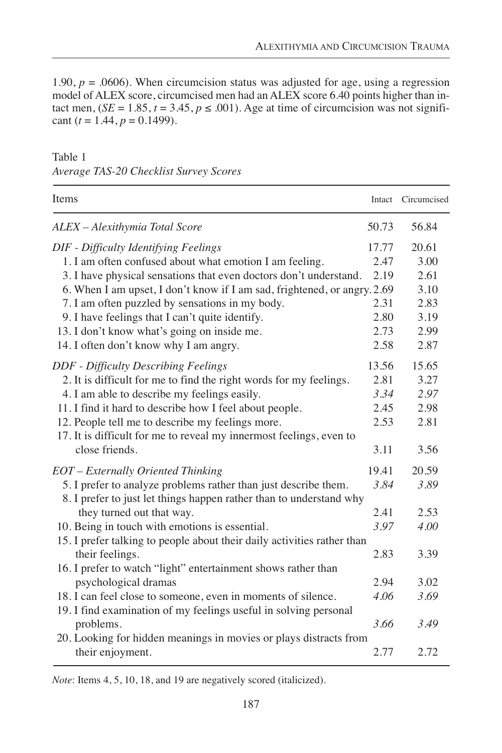1.90, $p = .0606$). When circumcision status was adjusted for age, using a regression model of ALEX score, circumcised men had an ALEX score 6.40 points higher than intact men, ($SE = 1.85$, $t = 3.45$, $p \leq .001$). Age at time of circumcision was not significant ($t = 1.44$, $p = 0.1499$).

Table 1
*Average TAS-20 Checklist Survey Scores*

| Items | Intact | Circumcised |
|---|---|---|
| *ALEX – Alexithymia Total Score* | 50.73 | 56.84 |
| *DIF - Difficulty Identifying Feelings* | 17.77 | 20.61 |
| 1. I am often confused about what emotion I am feeling. | 2.47 | 3.00 |
| 3. I have physical sensations that even doctors don't understand. | 2.19 | 2.61 |
| 6. When I am upset, I don't know if I am sad, frightened, or angry. | 2.69 | 3.10 |
| 7. I am often puzzled by sensations in my body. | 2.31 | 2.83 |
| 9. I have feelings that I can't quite identify. | 2.80 | 3.19 |
| 13. I don't know what's going on inside me. | 2.73 | 2.99 |
| 14. I often don't know why I am angry. | 2.58 | 2.87 |
| *DDF - Difficulty Describing Feelings* | 13.56 | 15.65 |
| 2. It is difficult for me to find the right words for my feelings. | 2.81 | 3.27 |
| 4. I am able to describe my feelings easily. | *3.34* | *2.97* |
| 11. I find it hard to describe how I feel about people. | 2.45 | 2.98 |
| 12. People tell me to describe my feelings more. | 2.53 | 2.81 |
| 17. It is difficult for me to reveal my innermost feelings, even to close friends. | 3.11 | 3.56 |
| *EOT – Externally Oriented Thinking* | 19.41 | 20.59 |
| 5. I prefer to analyze problems rather than just describe them. | *3.84* | *3.89* |
| 8. I prefer to just let things happen rather than to understand why they turned out that way. | 2.41 | 2.53 |
| 10. Being in touch with emotions is essential. | *3.97* | *4.00* |
| 15. I prefer talking to people about their daily activities rather than their feelings. | 2.83 | 3.39 |
| 16. I prefer to watch "light" entertainment shows rather than psychological dramas | 2.94 | 3.02 |
| 18. I can feel close to someone, even in moments of silence. | *4.06* | *3.69* |
| 19. I find examination of my feelings useful in solving personal problems. | *3.66* | *3.49* |
| 20. Looking for hidden meanings in movies or plays distracts from their enjoyment. | 2.77 | 2.72 |

*Note*: Items 4, 5, 10, 18, and 19 are negatively scored (italicized).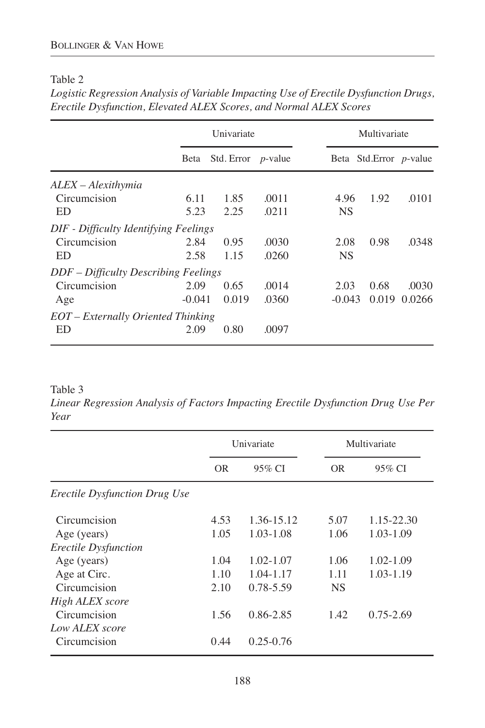Table 2

*Logistic Regression Analysis of Variable Impacting Use of Erectile Dysfunction Drugs, Erectile Dysfunction, Elevated ALEX Scores, and Normal ALEX Scores*

| | Univariate | | | Multivariate | | |
|---|---|---|---|---|---|---|
| | Beta | Std. Error | *p*-value | Beta | Std.Error | *p*-value |
| *ALEX – Alexithymia* | | | | | | |
| Circumcision | 6.11 | 1.85 | .0011 | 4.96 | 1.92 | .0101 |
| ED | 5.23 | 2.25 | .0211 | NS | | |
| *DIF - Difficulty Identifying Feelings* | | | | | | |
| Circumcision | 2.84 | 0.95 | .0030 | 2.08 | 0.98 | .0348 |
| ED | 2.58 | 1.15 | .0260 | NS | | |
| *DDF – Difficulty Describing Feelings* | | | | | | |
| Circumcision | 2.09 | 0.65 | .0014 | 2.03 | 0.68 | .0030 |
| Age | -0.041 | 0.019 | .0360 | -0.043 | 0.019 | 0.0266 |
| *EOT – Externally Oriented Thinking* | | | | | | |
| ED | 2.09 | 0.80 | .0097 | | | |

Table 3

*Linear Regression Analysis of Factors Impacting Erectile Dysfunction Drug Use Per Year*

| | Univariate | | Multivariate | |
|---|---|---|---|---|
| | OR | 95% CI | OR | 95% CI |
| *Erectile Dysfunction Drug Use* | | | | |
| Circumcision | 4.53 | 1.36-15.12 | 5.07 | 1.15-22.30 |
| Age (years) | 1.05 | 1.03-1.08 | 1.06 | 1.03-1.09 |
| *Erectile Dysfunction* | | | | |
| Age (years) | 1.04 | 1.02-1.07 | 1.06 | 1.02-1.09 |
| Age at Circ. | 1.10 | 1.04-1.17 | 1.11 | 1.03-1.19 |
| Circumcision | 2.10 | 0.78-5.59 | NS | |
| *High ALEX score* | | | | |
| Circumcision | 1.56 | 0.86-2.85 | 1.42 | 0.75-2.69 |
| *Low ALEX score* | | | | |
| Circumcision | 0.44 | 0.25-0.76 | | |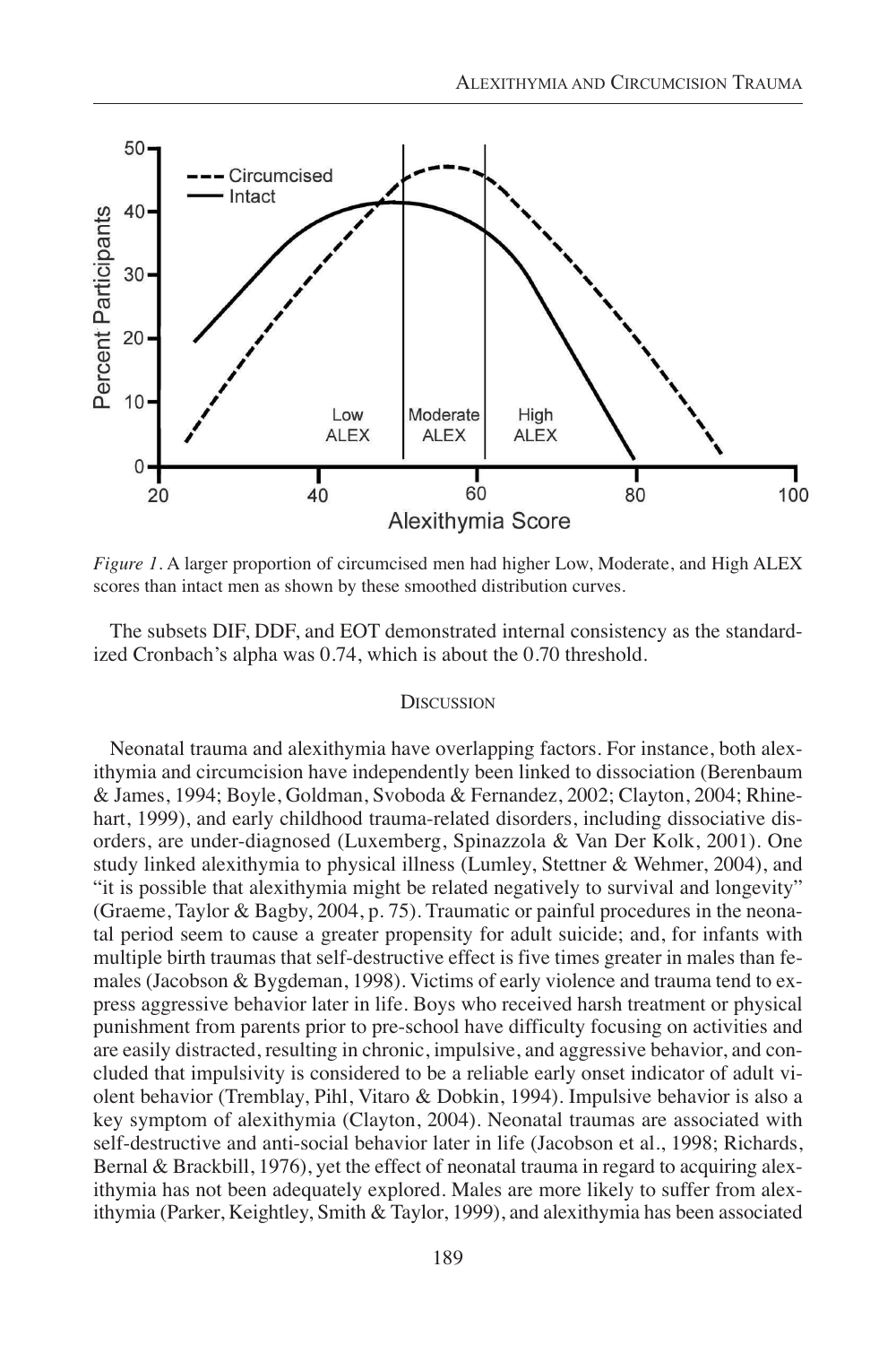*Figure 1*. A larger proportion of circumcised men had higher Low, Moderate, and High ALEX scores than intact men as shown by these smoothed distribution curves.

The subsets DIF, DDF, and EOT demonstrated internal consistency as the standardized Cronbach's alpha was 0.74, which is about the 0.70 threshold.

## Discussion

Neonatal trauma and alexithymia have overlapping factors. For instance, both alexithymia and circumcision have independently been linked to dissociation (Berenbaum & James, 1994; Boyle, Goldman, Svoboda & Fernandez, 2002; Clayton, 2004; Rhinehart, 1999), and early childhood trauma-related disorders, including dissociative disorders, are under-diagnosed (Luxemberg, Spinazzola & Van Der Kolk, 2001). One study linked alexithymia to physical illness (Lumley, Stettner & Wehmer, 2004), and "it is possible that alexithymia might be related negatively to survival and longevity" (Graeme, Taylor & Bagby, 2004, p. 75). Traumatic or painful procedures in the neonatal period seem to cause a greater propensity for adult suicide; and, for infants with multiple birth traumas that self-destructive effect is five times greater in males than females (Jacobson & Bygdeman, 1998). Victims of early violence and trauma tend to express aggressive behavior later in life. Boys who received harsh treatment or physical punishment from parents prior to pre-school have difficulty focusing on activities and are easily distracted, resulting in chronic, impulsive, and aggressive behavior, and concluded that impulsivity is considered to be a reliable early onset indicator of adult violent behavior (Tremblay, Pihl, Vitaro & Dobkin, 1994). Impulsive behavior is also a key symptom of alexithymia (Clayton, 2004). Neonatal traumas are associated with self-destructive and anti-social behavior later in life (Jacobson et al., 1998; Richards, Bernal & Brackbill, 1976), yet the effect of neonatal trauma in regard to acquiring alexithymia has not been adequately explored. Males are more likely to suffer from alexithymia (Parker, Keightley, Smith & Taylor, 1999), and alexithymia has been associated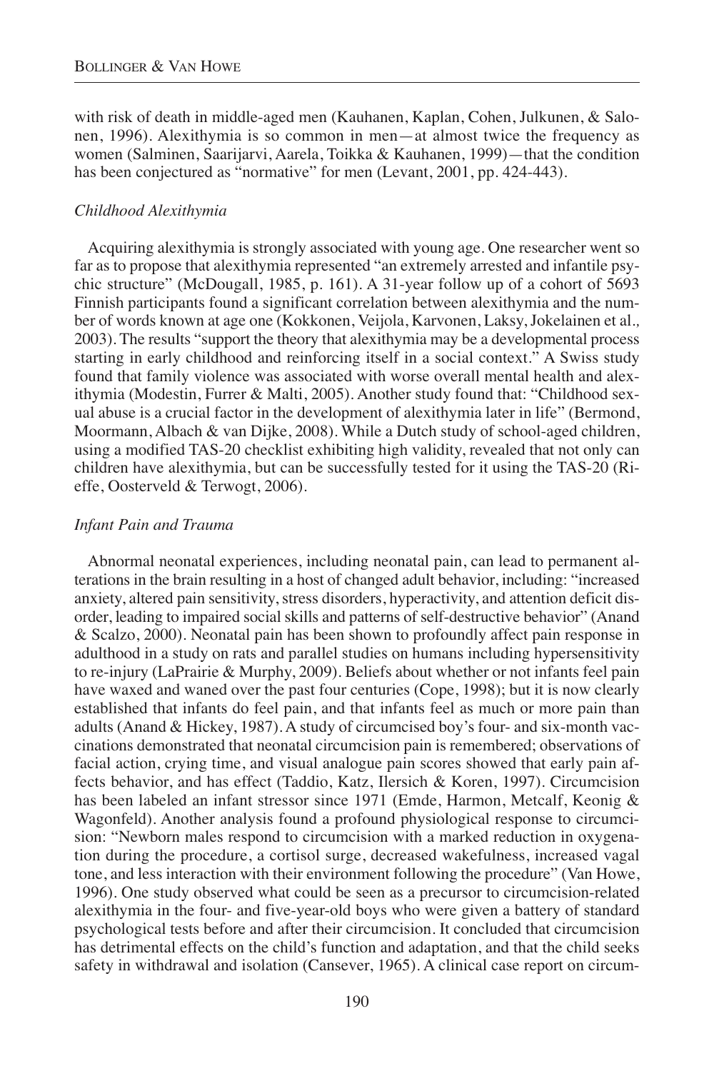with risk of death in middle-aged men (Kauhanen, Kaplan, Cohen, Julkunen, & Salonen, 1996). Alexithymia is so common in men—at almost twice the frequency as women (Salminen, Saarijarvi, Aarela, Toikka & Kauhanen, 1999)—that the condition has been conjectured as "normative" for men (Levant, 2001, pp. 424-443).

### *Childhood Alexithymia*

Acquiring alexithymia is strongly associated with young age. One researcher went so far as to propose that alexithymia represented "an extremely arrested and infantile psychic structure" (McDougall, 1985, p. 161). A 31-year follow up of a cohort of 5693 Finnish participants found a significant correlation between alexithymia and the number of words known at age one (Kokkonen, Veijola, Karvonen, Laksy, Jokelainen et al*.,* 2003). The results "support the theory that alexithymia may be a developmental process starting in early childhood and reinforcing itself in a social context." A Swiss study found that family violence was associated with worse overall mental health and alexithymia (Modestin, Furrer & Malti, 2005). Another study found that: "Childhood sexual abuse is a crucial factor in the development of alexithymia later in life" (Bermond, Moormann, Albach & van Dijke, 2008). While a Dutch study of school-aged children, using a modified TAS-20 checklist exhibiting high validity, revealed that not only can children have alexithymia, but can be successfully tested for it using the TAS-20 (Rieffe, Oosterveld & Terwogt, 2006).

### *Infant Pain and Trauma*

Abnormal neonatal experiences, including neonatal pain, can lead to permanent alterations in the brain resulting in a host of changed adult behavior, including: "increased anxiety, altered pain sensitivity, stress disorders, hyperactivity, and attention deficit disorder, leading to impaired social skills and patterns of self-destructive behavior" (Anand & Scalzo, 2000). Neonatal pain has been shown to profoundly affect pain response in adulthood in a study on rats and parallel studies on humans including hypersensitivity to re-injury (LaPrairie & Murphy, 2009). Beliefs about whether or not infants feel pain have waxed and waned over the past four centuries (Cope, 1998); but it is now clearly established that infants do feel pain, and that infants feel as much or more pain than adults (Anand & Hickey, 1987). A study of circumcised boy's four- and six-month vaccinations demonstrated that neonatal circumcision pain is remembered; observations of facial action, crying time, and visual analogue pain scores showed that early pain affects behavior, and has effect (Taddio, Katz, Ilersich & Koren, 1997). Circumcision has been labeled an infant stressor since 1971 (Emde, Harmon, Metcalf, Keonig & Wagonfeld). Another analysis found a profound physiological response to circumcision: "Newborn males respond to circumcision with a marked reduction in oxygenation during the procedure, a cortisol surge, decreased wakefulness, increased vagal tone, and less interaction with their environment following the procedure" (Van Howe, 1996). One study observed what could be seen as a precursor to circumcision-related alexithymia in the four- and five-year-old boys who were given a battery of standard psychological tests before and after their circumcision. It concluded that circumcision has detrimental effects on the child's function and adaptation, and that the child seeks safety in withdrawal and isolation (Cansever, 1965). A clinical case report on circum-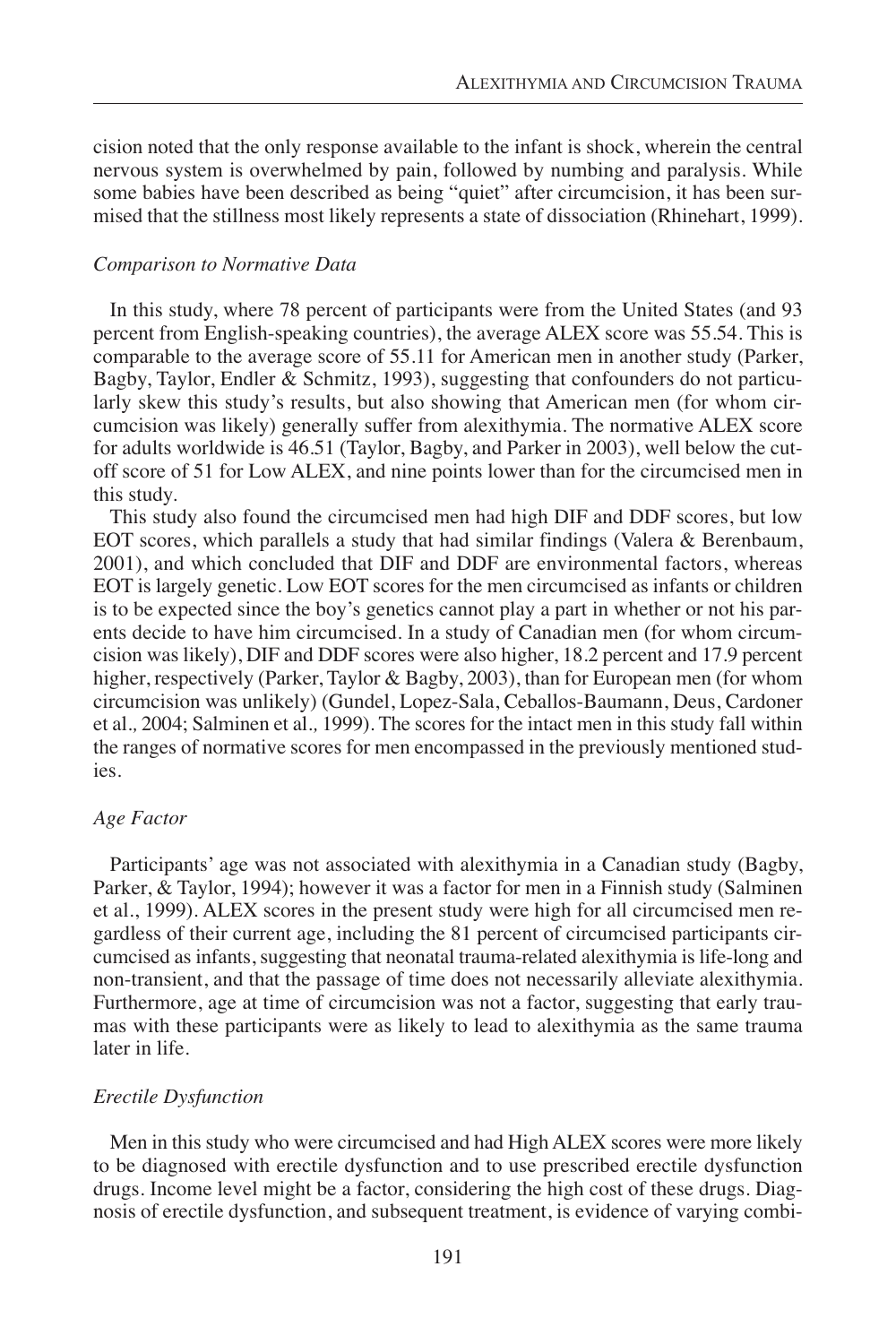cision noted that the only response available to the infant is shock, wherein the central nervous system is overwhelmed by pain, followed by numbing and paralysis. While some babies have been described as being "quiet" after circumcision, it has been surmised that the stillness most likely represents a state of dissociation (Rhinehart, 1999).

### *Comparison to Normative Data*

In this study, where 78 percent of participants were from the United States (and 93 percent from English-speaking countries), the average ALEX score was 55.54. This is comparable to the average score of 55.11 for American men in another study (Parker, Bagby, Taylor, Endler & Schmitz, 1993), suggesting that confounders do not particularly skew this study's results, but also showing that American men (for whom circumcision was likely) generally suffer from alexithymia. The normative ALEX score for adults worldwide is 46.51 (Taylor, Bagby, and Parker in 2003), well below the cutoff score of 51 for Low ALEX, and nine points lower than for the circumcised men in this study.

This study also found the circumcised men had high DIF and DDF scores, but low EOT scores, which parallels a study that had similar findings (Valera & Berenbaum, 2001), and which concluded that DIF and DDF are environmental factors, whereas EOT is largely genetic. Low EOT scores for the men circumcised as infants or children is to be expected since the boy's genetics cannot play a part in whether or not his parents decide to have him circumcised. In a study of Canadian men (for whom circumcision was likely), DIF and DDF scores were also higher, 18.2 percent and 17.9 percent higher, respectively (Parker, Taylor & Bagby, 2003), than for European men (for whom circumcision was unlikely) (Gundel, Lopez-Sala, Ceballos-Baumann, Deus, Cardoner et al., 2004; Salminen et al., 1999). The scores for the intact men in this study fall within the ranges of normative scores for men encompassed in the previously mentioned studies.

### *Age Factor*

Participants' age was not associated with alexithymia in a Canadian study (Bagby, Parker, & Taylor, 1994); however it was a factor for men in a Finnish study (Salminen et al., 1999). ALEX scores in the present study were high for all circumcised men regardless of their current age, including the 81 percent of circumcised participants circumcised as infants, suggesting that neonatal trauma-related alexithymia is life-long and non-transient, and that the passage of time does not necessarily alleviate alexithymia. Furthermore, age at time of circumcision was not a factor, suggesting that early traumas with these participants were as likely to lead to alexithymia as the same trauma later in life.

### *Erectile Dysfunction*

Men in this study who were circumcised and had High ALEX scores were more likely to be diagnosed with erectile dysfunction and to use prescribed erectile dysfunction drugs. Income level might be a factor, considering the high cost of these drugs. Diagnosis of erectile dysfunction, and subsequent treatment, is evidence of varying combi-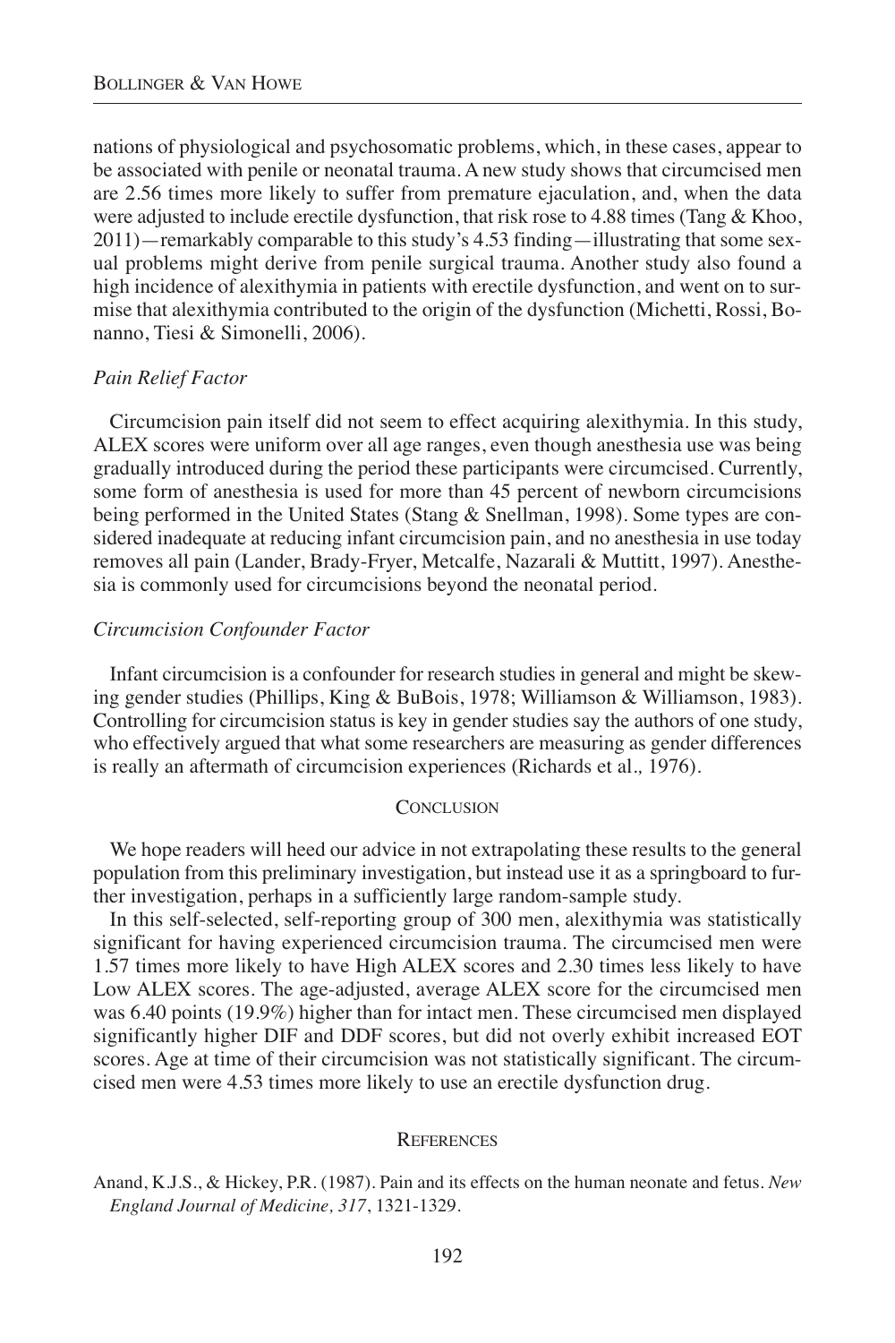nations of physiological and psychosomatic problems, which, in these cases, appear to be associated with penile or neonatal trauma. A new study shows that circumcised men are 2.56 times more likely to suffer from premature ejaculation, and, when the data were adjusted to include erectile dysfunction, that risk rose to 4.88 times (Tang & Khoo, 2011)—remarkably comparable to this study's 4.53 finding—illustrating that some sexual problems might derive from penile surgical trauma. Another study also found a high incidence of alexithymia in patients with erectile dysfunction, and went on to surmise that alexithymia contributed to the origin of the dysfunction (Michetti, Rossi, Bonanno, Tiesi & Simonelli, 2006).

### *Pain Relief Factor*

Circumcision pain itself did not seem to effect acquiring alexithymia. In this study, ALEX scores were uniform over all age ranges, even though anesthesia use was being gradually introduced during the period these participants were circumcised. Currently, some form of anesthesia is used for more than 45 percent of newborn circumcisions being performed in the United States (Stang & Snellman, 1998). Some types are considered inadequate at reducing infant circumcision pain, and no anesthesia in use today removes all pain (Lander, Brady-Fryer, Metcalfe, Nazarali & Muttitt, 1997). Anesthesia is commonly used for circumcisions beyond the neonatal period.

### *Circumcision Confounder Factor*

Infant circumcision is a confounder for research studies in general and might be skewing gender studies (Phillips, King & BuBois, 1978; Williamson & Williamson, 1983). Controlling for circumcision status is key in gender studies say the authors of one study, who effectively argued that what some researchers are measuring as gender differences is really an aftermath of circumcision experiences (Richards et al*.,* 1976).

## CONCLUSION

We hope readers will heed our advice in not extrapolating these results to the general population from this preliminary investigation, but instead use it as a springboard to further investigation, perhaps in a sufficiently large random-sample study.

In this self-selected, self-reporting group of 300 men, alexithymia was statistically significant for having experienced circumcision trauma. The circumcised men were 1.57 times more likely to have High ALEX scores and 2.30 times less likely to have Low ALEX scores. The age-adjusted, average ALEX score for the circumcised men was 6.40 points (19.9%) higher than for intact men. These circumcised men displayed significantly higher DIF and DDF scores, but did not overly exhibit increased EOT scores. Age at time of their circumcision was not statistically significant. The circumcised men were 4.53 times more likely to use an erectile dysfunction drug.

## REFERENCES

Anand, K.J.S., & Hickey, P.R. (1987). Pain and its effects on the human neonate and fetus. *New England Journal of Medicine, 317*, 1321-1329.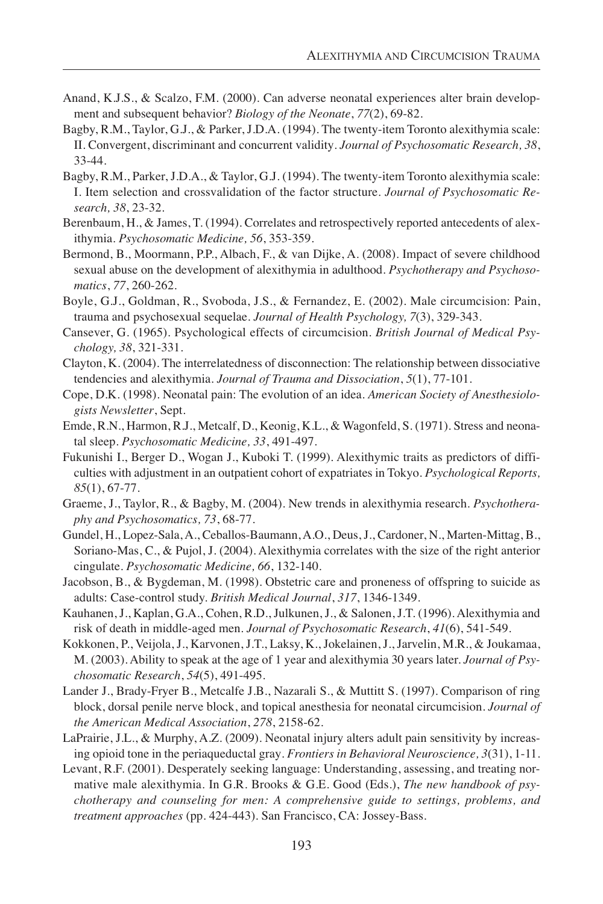Anand, K.J.S., & Scalzo, F.M. (2000). Can adverse neonatal experiences alter brain development and subsequent behavior? *Biology of the Neonate*, *77*(2), 69-82.

Bagby, R.M., Taylor, G.J., & Parker, J.D.A. (1994). The twenty-item Toronto alexithymia scale: II. Convergent, discriminant and concurrent validity. *Journal of Psychosomatic Research, 38*, 33-44.

Bagby, R.M., Parker, J.D.A., & Taylor, G.J. (1994). The twenty-item Toronto alexithymia scale: I. Item selection and crossvalidation of the factor structure. *Journal of Psychosomatic Research, 38*, 23-32.

Berenbaum, H., & James, T. (1994). Correlates and retrospectively reported antecedents of alexithymia. *Psychosomatic Medicine, 56*, 353-359.

Bermond, B., Moormann, P.P., Albach, F., & van Dijke, A. (2008). Impact of severe childhood sexual abuse on the development of alexithymia in adulthood. *Psychotherapy and Psychosomatics*, *77*, 260-262.

Boyle, G.J., Goldman, R., Svoboda, J.S., & Fernandez, E. (2002). Male circumcision: Pain, trauma and psychosexual sequelae. *Journal of Health Psychology, 7*(3), 329-343.

Cansever, G. (1965). Psychological effects of circumcision. *British Journal of Medical Psychology, 38*, 321-331.

Clayton, K. (2004). The interrelatedness of disconnection: The relationship between dissociative tendencies and alexithymia. *Journal of Trauma and Dissociation*, *5*(1), 77-101.

Cope, D.K. (1998). Neonatal pain: The evolution of an idea. *American Society of Anesthesiologists Newsletter*, Sept.

Emde, R.N., Harmon, R.J., Metcalf, D., Keonig, K.L., & Wagonfeld, S. (1971). Stress and neonatal sleep. *Psychosomatic Medicine, 33*, 491-497.

Fukunishi I., Berger D., Wogan J., Kuboki T. (1999). Alexithymic traits as predictors of difficulties with adjustment in an outpatient cohort of expatriates in Tokyo. *Psychological Reports, 85*(1), 67-77.

Graeme, J., Taylor, R., & Bagby, M. (2004). New trends in alexithymia research. *Psychotheraphy and Psychosomatics, 73*, 68-77.

Gundel, H., Lopez-Sala, A., Ceballos-Baumann, A.O., Deus, J., Cardoner, N., Marten-Mittag, B., Soriano-Mas, C., & Pujol, J. (2004). Alexithymia correlates with the size of the right anterior cingulate. *Psychosomatic Medicine, 66*, 132-140.

Jacobson, B., & Bygdeman, M. (1998). Obstetric care and proneness of offspring to suicide as adults: Case-control study. *British Medical Journal*, *317*, 1346-1349.

Kauhanen, J., Kaplan, G.A., Cohen, R.D., Julkunen, J., & Salonen, J.T. (1996). Alexithymia and risk of death in middle-aged men. *Journal of Psychosomatic Research*, *41*(6), 541-549.

Kokkonen, P., Veijola, J., Karvonen, J.T., Laksy, K., Jokelainen, J., Jarvelin, M.R., & Joukamaa, M. (2003). Ability to speak at the age of 1 year and alexithymia 30 years later. *Journal of Psychosomatic Research*, *54*(5), 491-495.

Lander J., Brady-Fryer B., Metcalfe J.B., Nazarali S., & Muttitt S. (1997). Comparison of ring block, dorsal penile nerve block, and topical anesthesia for neonatal circumcision. *Journal of the American Medical Association*, *278*, 2158-62.

LaPrairie, J.L., & Murphy, A.Z. (2009). Neonatal injury alters adult pain sensitivity by increasing opioid tone in the periaqueductal gray. *Frontiers in Behavioral Neuroscience, 3*(31), 1-11.

Levant, R.F. (2001). Desperately seeking language: Understanding, assessing, and treating normative male alexithymia. In G.R. Brooks & G.E. Good (Eds.), *The new handbook of psychotherapy and counseling for men: A comprehensive guide to settings, problems, and treatment approaches* (pp. 424-443). San Francisco, CA: Jossey-Bass.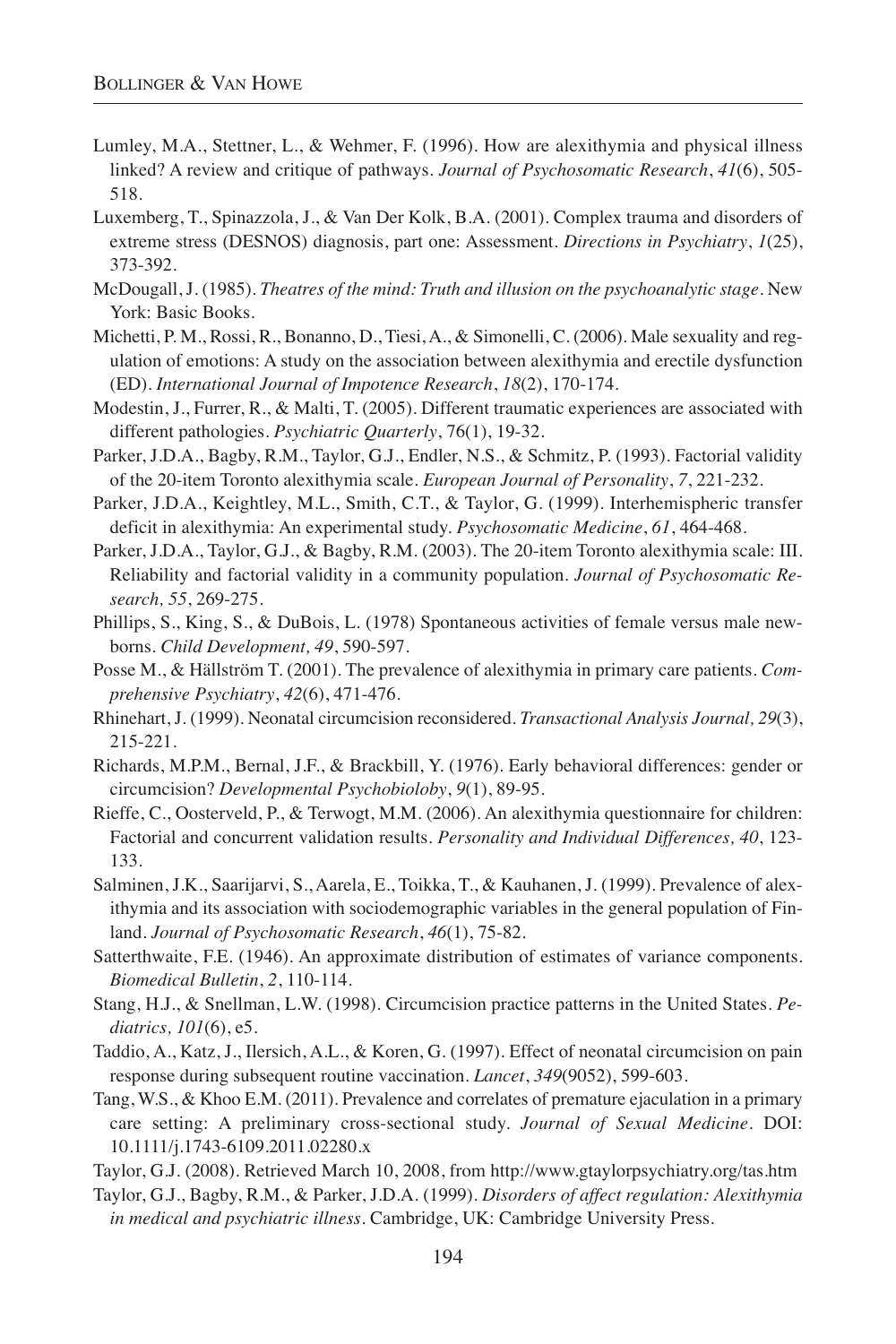Lumley, M.A., Stettner, L., & Wehmer, F. (1996). How are alexithymia and physical illness linked? A review and critique of pathways. *Journal of Psychosomatic Research*, *41*(6), 505-518.

Luxemberg, T., Spinazzola, J., & Van Der Kolk, B.A. (2001). Complex trauma and disorders of extreme stress (DESNOS) diagnosis, part one: Assessment. *Directions in Psychiatry*, *1*(25), 373-392.

McDougall, J. (1985). *Theatres of the mind: Truth and illusion on the psychoanalytic stage*. New York: Basic Books.

Michetti, P. M., Rossi, R., Bonanno, D., Tiesi, A., & Simonelli, C. (2006). Male sexuality and regulation of emotions: A study on the association between alexithymia and erectile dysfunction (ED). *International Journal of Impotence Research*, *18*(2), 170-174.

Modestin, J., Furrer, R., & Malti, T. (2005). Different traumatic experiences are associated with different pathologies. *Psychiatric Quarterly*, 76(1), 19-32.

Parker, J.D.A., Bagby, R.M., Taylor, G.J., Endler, N.S., & Schmitz, P. (1993). Factorial validity of the 20-item Toronto alexithymia scale. *European Journal of Personality*, *7*, 221-232.

Parker, J.D.A., Keightley, M.L., Smith, C.T., & Taylor, G. (1999). Interhemispheric transfer deficit in alexithymia: An experimental study. *Psychosomatic Medicine*, *61*, 464-468.

Parker, J.D.A., Taylor, G.J., & Bagby, R.M. (2003). The 20-item Toronto alexithymia scale: III. Reliability and factorial validity in a community population. *Journal of Psychosomatic Research, 55*, 269-275.

Phillips, S., King, S., & DuBois, L. (1978) Spontaneous activities of female versus male newborns. *Child Development, 49*, 590-597.

Posse M., & Hällström T. (2001). The prevalence of alexithymia in primary care patients. *Comprehensive Psychiatry*, *42*(6), 471-476.

Rhinehart, J. (1999). Neonatal circumcision reconsidered. *Transactional Analysis Journal, 29*(3), 215-221.

Richards, M.P.M., Bernal, J.F., & Brackbill, Y. (1976). Early behavioral differences: gender or circumcision? *Developmental Psychobioloby*, *9*(1), 89-95.

Rieffe, C., Oosterveld, P., & Terwogt, M.M. (2006). An alexithymia questionnaire for children: Factorial and concurrent validation results. *Personality and Individual Differences, 40*, 123-133.

Salminen, J.K., Saarijarvi, S., Aarela, E., Toikka, T., & Kauhanen, J. (1999). Prevalence of alexithymia and its association with sociodemographic variables in the general population of Finland. *Journal of Psychosomatic Research*, *46*(1), 75-82.

Satterthwaite, F.E. (1946). An approximate distribution of estimates of variance components. *Biomedical Bulletin*, *2*, 110-114.

Stang, H.J., & Snellman, L.W. (1998). Circumcision practice patterns in the United States. *Pediatrics, 101*(6), e5.

Taddio, A., Katz, J., Ilersich, A.L., & Koren, G. (1997). Effect of neonatal circumcision on pain response during subsequent routine vaccination. *Lancet*, *349*(9052), 599-603.

Tang, W.S., & Khoo E.M. (2011). Prevalence and correlates of premature ejaculation in a primary care setting: A preliminary cross-sectional study. *Journal of Sexual Medicine*. DOI: 10.1111/j.1743-6109.2011.02280.x

Taylor, G.J. (2008). Retrieved March 10, 2008, from http://www.gtaylorpsychiatry.org/tas.htm

Taylor, G.J., Bagby, R.M., & Parker, J.D.A. (1999). *Disorders of affect regulation: Alexithymia in medical and psychiatric illness*. Cambridge, UK: Cambridge University Press.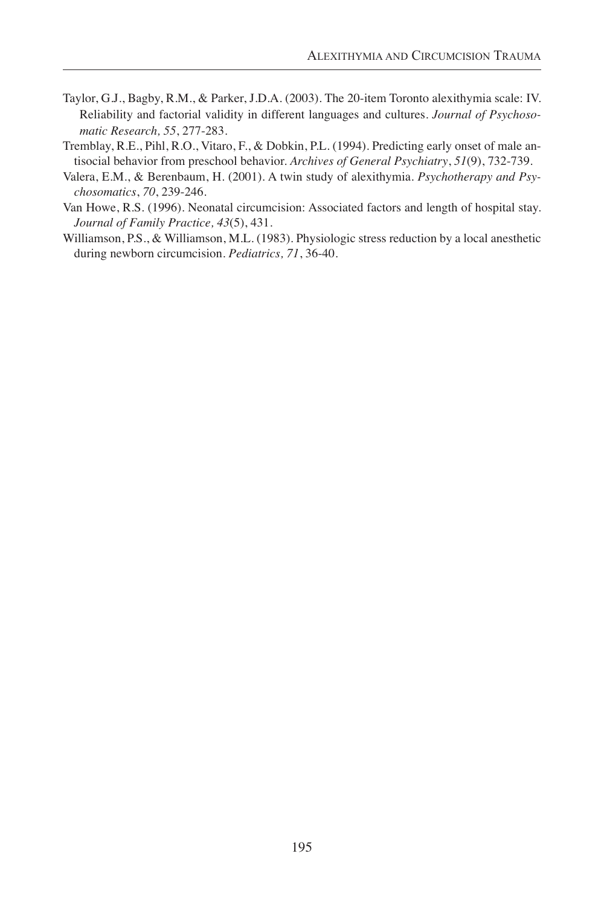Taylor, G.J., Bagby, R.M., & Parker, J.D.A. (2003). The 20-item Toronto alexithymia scale: IV. Reliability and factorial validity in different languages and cultures. *Journal of Psychosomatic Research, 55*, 277-283.

Tremblay, R.E., Pihl, R.O., Vitaro, F., & Dobkin, P.L. (1994). Predicting early onset of male antisocial behavior from preschool behavior. *Archives of General Psychiatry*, *51*(9), 732-739.

Valera, E.M., & Berenbaum, H. (2001). A twin study of alexithymia. *Psychotherapy and Psychosomatics*, *70*, 239-246.

Van Howe, R.S. (1996). Neonatal circumcision: Associated factors and length of hospital stay. *Journal of Family Practice, 43*(5), 431.

Williamson, P.S., & Williamson, M.L. (1983). Physiologic stress reduction by a local anesthetic during newborn circumcision. *Pediatrics, 71*, 36-40.